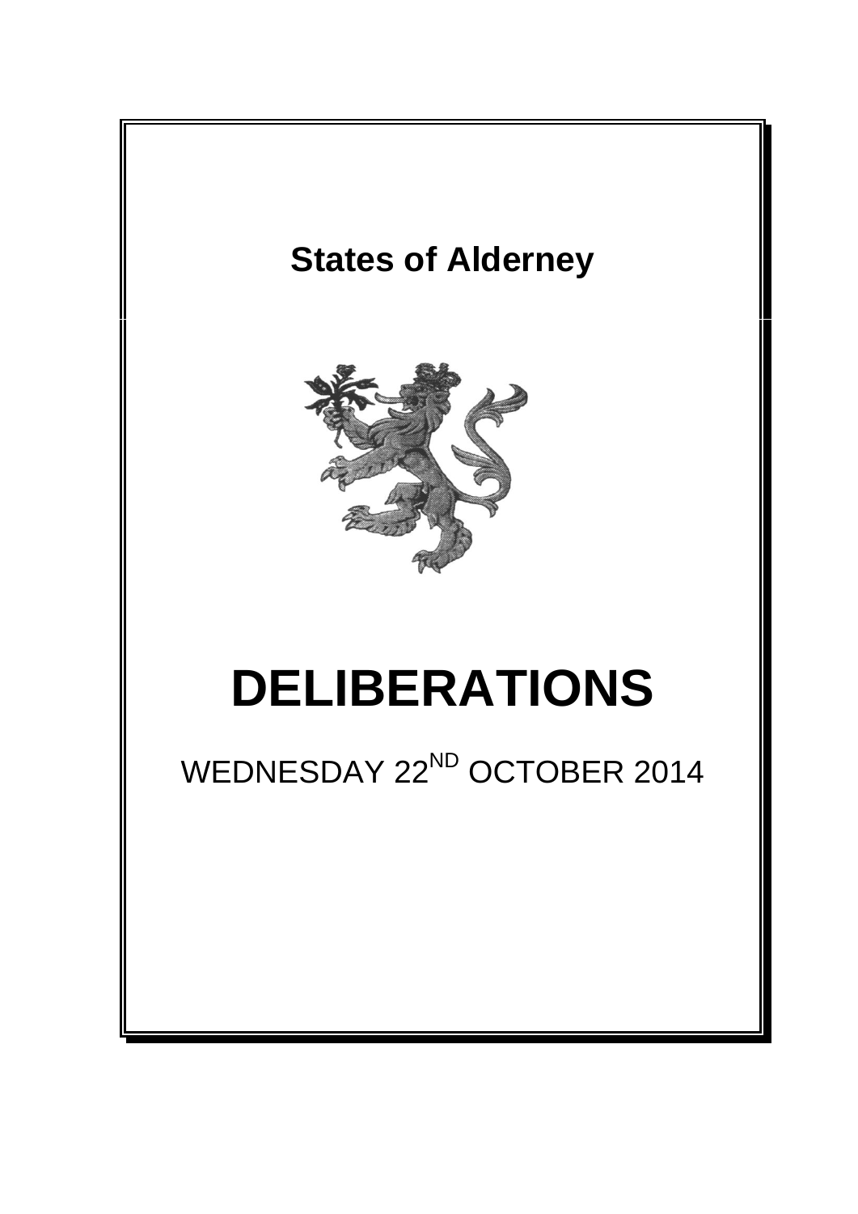# States of Alderney

# DELIBERATIONS

WEDNESDAY 22[ND] OCTOBER 2014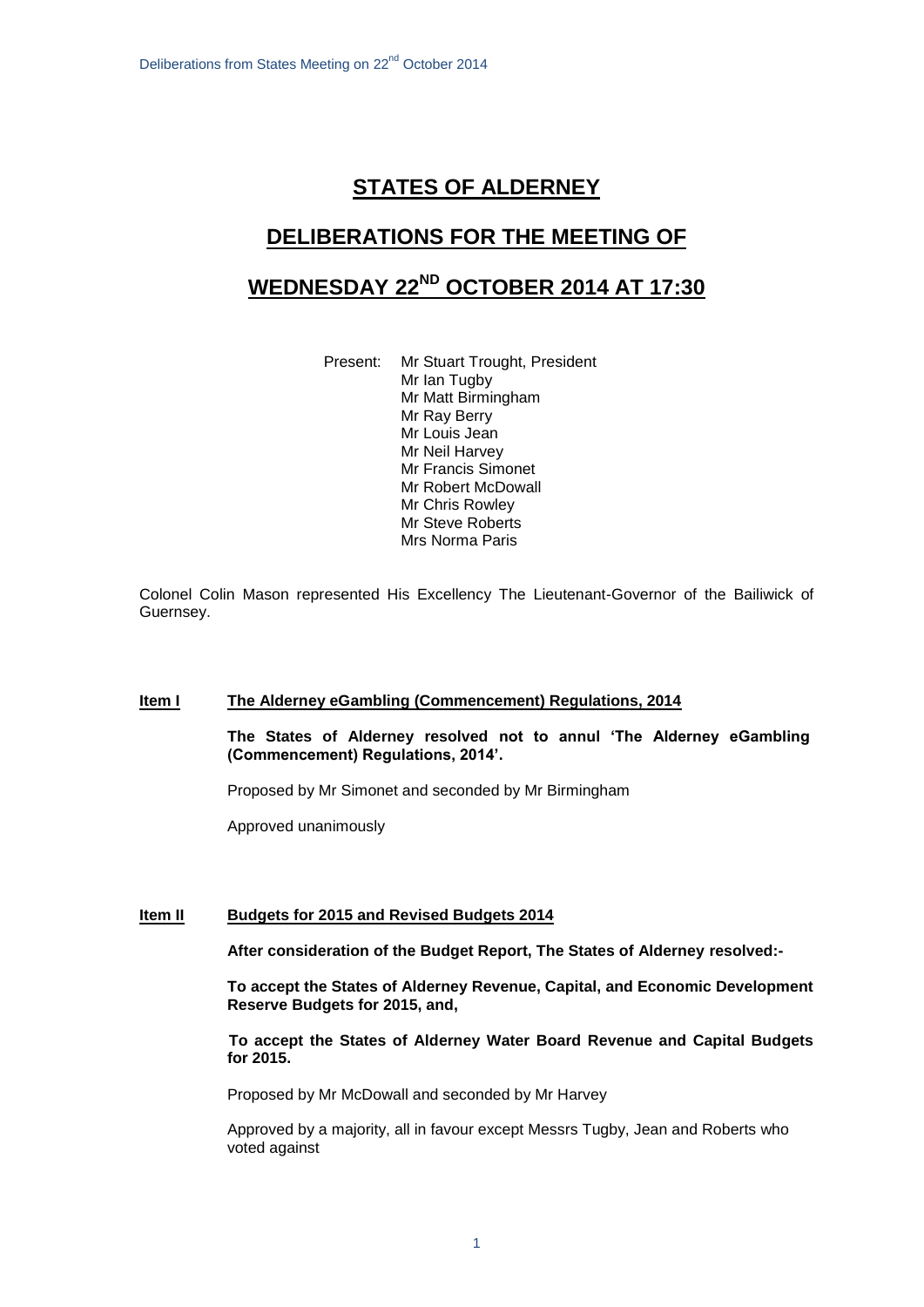# STATES OF ALDERNEY

## DELIBERATIONS FOR THE MEETING OF

## WEDNESDAY 22ND OCTOBER 2014 AT 17:30

Present: Mr Stuart Trought, President
Mr Ian Tugby
Mr Matt Birmingham
Mr Ray Berry
Mr Louis Jean
Mr Neil Harvey
Mr Francis Simonet
Mr Robert McDowall
Mr Chris Rowley
Mr Steve Roberts
Mrs Norma Paris

Colonel Colin Mason represented His Excellency The Lieutenant-Governor of the Bailiwick of Guernsey.

**Item I** **The Alderney eGambling (Commencement) Regulations, 2014**

**The States of Alderney resolved not to annul 'The Alderney eGambling (Commencement) Regulations, 2014'.**

Proposed by Mr Simonet and seconded by Mr Birmingham

Approved unanimously

**Item II** **Budgets for 2015 and Revised Budgets 2014**

**After consideration of the Budget Report, The States of Alderney resolved:-**

**To accept the States of Alderney Revenue, Capital, and Economic Development Reserve Budgets for 2015, and,**

**To accept the States of Alderney Water Board Revenue and Capital Budgets for 2015.**

Proposed by Mr McDowall and seconded by Mr Harvey

Approved by a majority, all in favour except Messrs Tugby, Jean and Roberts who voted against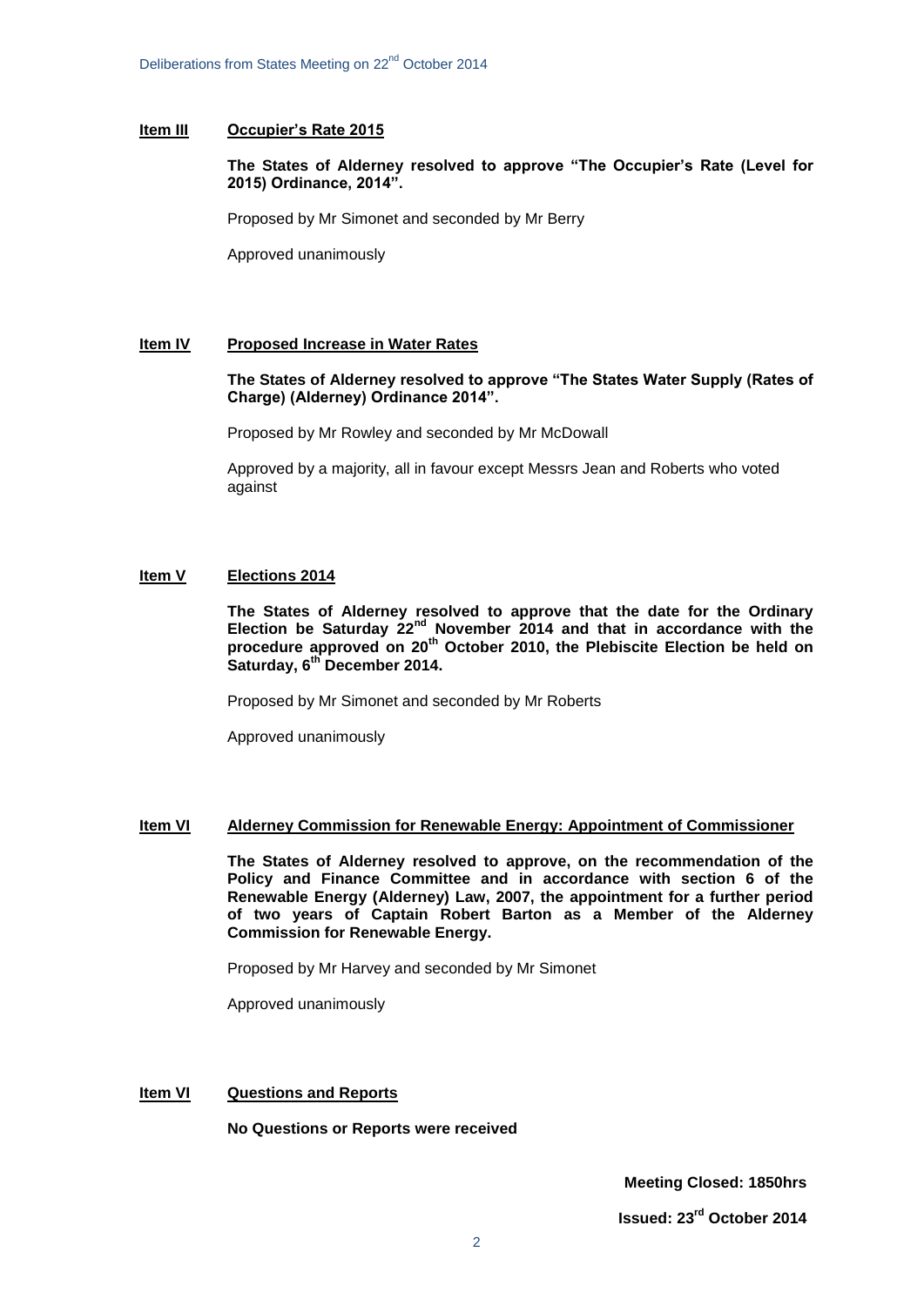**Item III** **Occupier's Rate 2015**

**The States of Alderney resolved to approve "The Occupier's Rate (Level for 2015) Ordinance, 2014".**

Proposed by Mr Simonet and seconded by Mr Berry

Approved unanimously

**Item IV** **Proposed Increase in Water Rates**

**The States of Alderney resolved to approve "The States Water Supply (Rates of Charge) (Alderney) Ordinance 2014".**

Proposed by Mr Rowley and seconded by Mr McDowall

Approved by a majority, all in favour except Messrs Jean and Roberts who voted against

**Item V** **Elections 2014**

**The States of Alderney resolved to approve that the date for the Ordinary Election be Saturday 22nd November 2014 and that in accordance with the procedure approved on 20th October 2010, the Plebiscite Election be held on Saturday, 6th December 2014.**

Proposed by Mr Simonet and seconded by Mr Roberts

Approved unanimously

**Item VI** **Alderney Commission for Renewable Energy: Appointment of Commissioner**

**The States of Alderney resolved to approve, on the recommendation of the Policy and Finance Committee and in accordance with section 6 of the Renewable Energy (Alderney) Law, 2007, the appointment for a further period of two years of Captain Robert Barton as a Member of the Alderney Commission for Renewable Energy.**

Proposed by Mr Harvey and seconded by Mr Simonet

Approved unanimously

**Item VI** **Questions and Reports**

**No Questions or Reports were received**

**Meeting Closed: 1850hrs**

**Issued: 23rd October 2014**